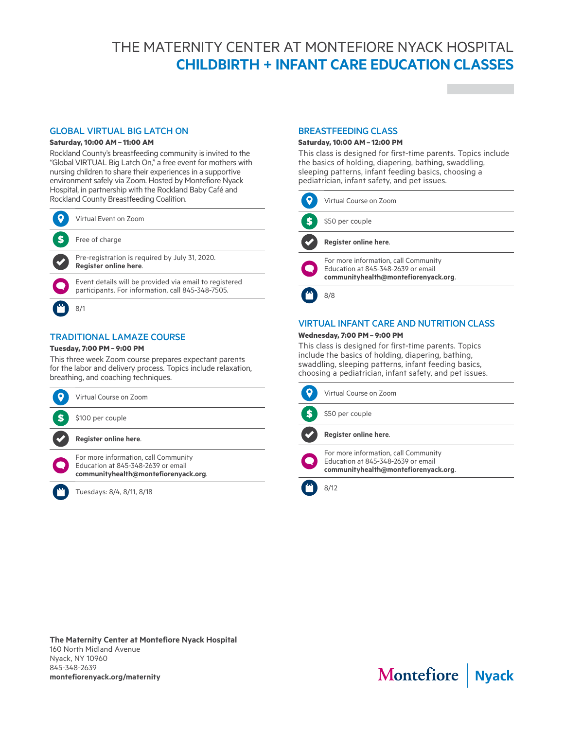# THE MATERNITY CENTER AT MONTEFIORE NYACK HOSPITAL
## CHILDBIRTH + INFANT CARE EDUCATION CLASSES

### GLOBAL VIRTUAL BIG LATCH ON

**Saturday, 10:00 AM – 11:00 AM**

Rockland County's breastfeeding community is invited to the "Global VIRTUAL Big Latch On," a free event for mothers with nursing children to share their experiences in a supportive environment safely via Zoom. Hosted by Montefiore Nyack Hospital, in partnership with the Rockland Baby Café and Rockland County Breastfeeding Coalition.

- Virtual Event on Zoom
- Free of charge
- Pre-registration is required by July 31, 2020. **Register online here**.
- Event details will be provided via email to registered participants. For information, call 845-348-7505.
- 8/1

### TRADITIONAL LAMAZE COURSE

**Tuesday, 7:00 PM – 9:00 PM**

This three week Zoom course prepares expectant parents for the labor and delivery process. Topics include relaxation, breathing, and coaching techniques.

- Virtual Course on Zoom
- $100 per couple
- **Register online here**.
- For more information, call Community Education at 845-348-2639 or email **communityhealth@montefiorenyack.org**.
- Tuesdays: 8/4, 8/11, 8/18

### BREASTFEEDING CLASS

**Saturday, 10:00 AM – 12:00 PM**

This class is designed for first-time parents. Topics include the basics of holding, diapering, bathing, swaddling, sleeping patterns, infant feeding basics, choosing a pediatrician, infant safety, and pet issues.

- Virtual Course on Zoom
- $50 per couple
- **Register online here**.
- For more information, call Community Education at 845-348-2639 or email **communityhealth@montefiorenyack.org**.
- 8/8

### VIRTUAL INFANT CARE AND NUTRITION CLASS

**Wednesday, 7:00 PM – 9:00 PM**

This class is designed for first-time parents. Topics include the basics of holding, diapering, bathing, swaddling, sleeping patterns, infant feeding basics, choosing a pediatrician, infant safety, and pet issues.

- Virtual Course on Zoom
- $50 per couple
- **Register online here**.
- For more information, call Community Education at 845-348-2639 or email **communityhealth@montefiorenyack.org**.
- 8/12

**The Maternity Center at Montefiore Nyack Hospital**
160 North Midland Avenue
Nyack, NY 10960
845-348-2639
**montefiorenyack.org/maternity**

Montefiore | Nyack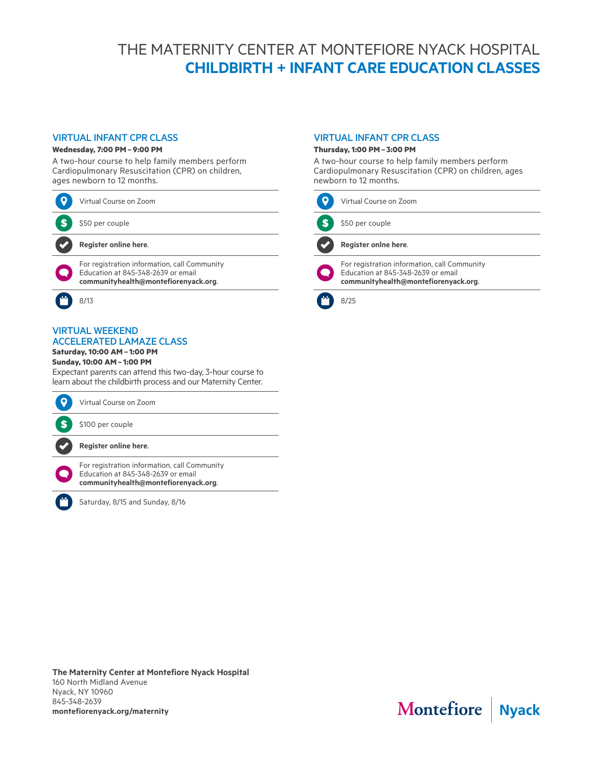# THE MATERNITY CENTER AT MONTEFIORE NYACK HOSPITAL
## CHILDBIRTH + INFANT CARE EDUCATION CLASSES

### VIRTUAL INFANT CPR CLASS

**Wednesday, 7:00 PM – 9:00 PM**

A two-hour course to help family members perform Cardiopulmonary Resuscitation (CPR) on children, ages newborn to 12 months.

- Virtual Course on Zoom
- $50 per couple
- **Register online here**.
- For registration information, call Community Education at 845-348-2639 or email **communityhealth@montefiorenyack.org**.
- 8/13

### VIRTUAL WEEKEND ACCELERATED LAMAZE CLASS

**Saturday, 10:00 AM – 1:00 PM**
**Sunday, 10:00 AM – 1:00 PM**

Expectant parents can attend this two-day, 3-hour course to learn about the childbirth process and our Maternity Center.

- Virtual Course on Zoom
- $100 per couple
- **Register online here**.
- For registration information, call Community Education at 845-348-2639 or email **communityhealth@montefiorenyack.org**.
- Saturday, 8/15 and Sunday, 8/16

### VIRTUAL INFANT CPR CLASS

**Thursday, 1:00 PM – 3:00 PM**

A two-hour course to help family members perform Cardiopulmonary Resuscitation (CPR) on children, ages newborn to 12 months.

- Virtual Course on Zoom
- $50 per couple
- **Register onlne here**.
- For registration information, call Community Education at 845-348-2639 or email **communityhealth@montefiorenyack.org**.
- 8/25

**The Maternity Center at Montefiore Nyack Hospital**
160 North Midland Avenue
Nyack, NY 10960
845-348-2639
**montefiorenyack.org/maternity**

Montefiore | Nyack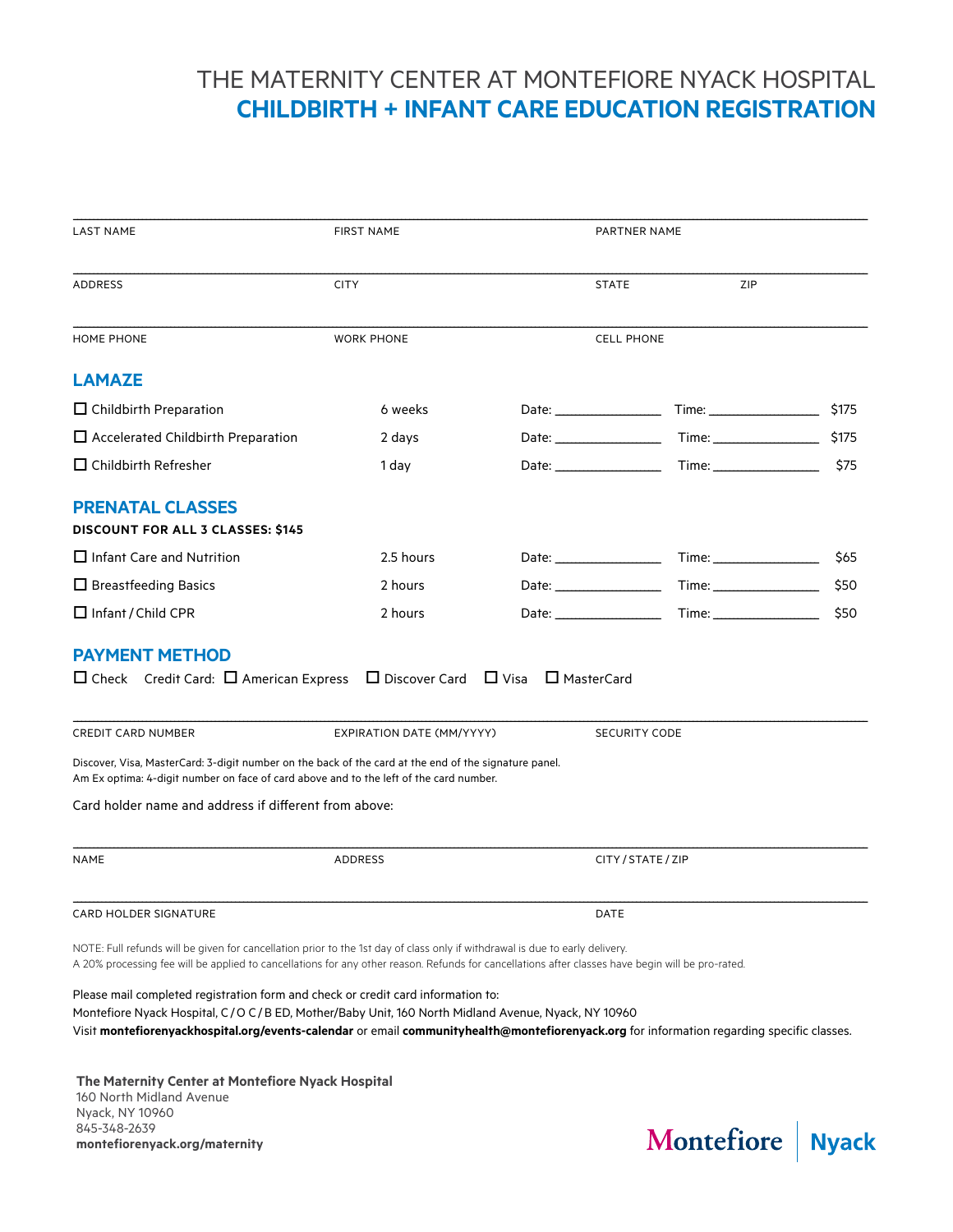# THE MATERNITY CENTER AT MONTEFIORE NYACK HOSPITAL

## CHILDBIRTH + INFANT CARE EDUCATION REGISTRATION

| | | |
|---|---|---|
| LAST NAME | FIRST NAME | PARTNER NAME |
| ADDRESS | CITY | STATE ZIP |
| HOME PHONE | WORK PHONE | CELL PHONE |

## LAMAZE

| | | | | |
|---|---|---|---|---|
| ☐ Childbirth Preparation | 6 weeks | Date: _______________ | Time: _______________ | $175 |
| ☐ Accelerated Childbirth Preparation | 2 days | Date: _______________ | Time: _______________ | $175 |
| ☐ Childbirth Refresher | 1 day | Date: _______________ | Time: _______________ | $75 |

## PRENATAL CLASSES

**DISCOUNT FOR ALL 3 CLASSES: $145**

| | | | | |
|---|---|---|---|---|
| ☐ Infant Care and Nutrition | 2.5 hours | Date: _______________ | Time: _______________ | $65 |
| ☐ Breastfeeding Basics | 2 hours | Date: _______________ | Time: _______________ | $50 |
| ☐ Infant / Child CPR | 2 hours | Date: _______________ | Time: _______________ | $50 |

## PAYMENT METHOD

☐ Check Credit Card: ☐ American Express ☐ Discover Card ☐ Visa ☐ MasterCard

| | | |
|---|---|---|
| CREDIT CARD NUMBER | EXPIRATION DATE (MM/YYYY) | SECURITY CODE |

Discover, Visa, MasterCard: 3-digit number on the back of the card at the end of the signature panel.
Am Ex optima: 4-digit number on face of card above and to the left of the card number.

Card holder name and address if different from above:

| | | |
|---|---|---|
| NAME | ADDRESS | CITY / STATE / ZIP |

| | |
|---|---|
| CARD HOLDER SIGNATURE | DATE |

NOTE: Full refunds will be given for cancellation prior to the 1st day of class only if withdrawal is due to early delivery.
A 20% processing fee will be applied to cancellations for any other reason. Refunds for cancellations after classes have begin will be pro-rated.

Please mail completed registration form and check or credit card information to:
Montefiore Nyack Hospital, C / O C / B ED, Mother/Baby Unit, 160 North Midland Avenue, Nyack, NY 10960
Visit **montefiorenyackhospital.org/events-calendar** or email **communityhealth@montefiorenyack.org** for information regarding specific classes.

**The Maternity Center at Montefiore Nyack Hospital**
160 North Midland Avenue
Nyack, NY 10960
845-348-2639
**montefiorenyack.org/maternity**

Montefiore | Nyack